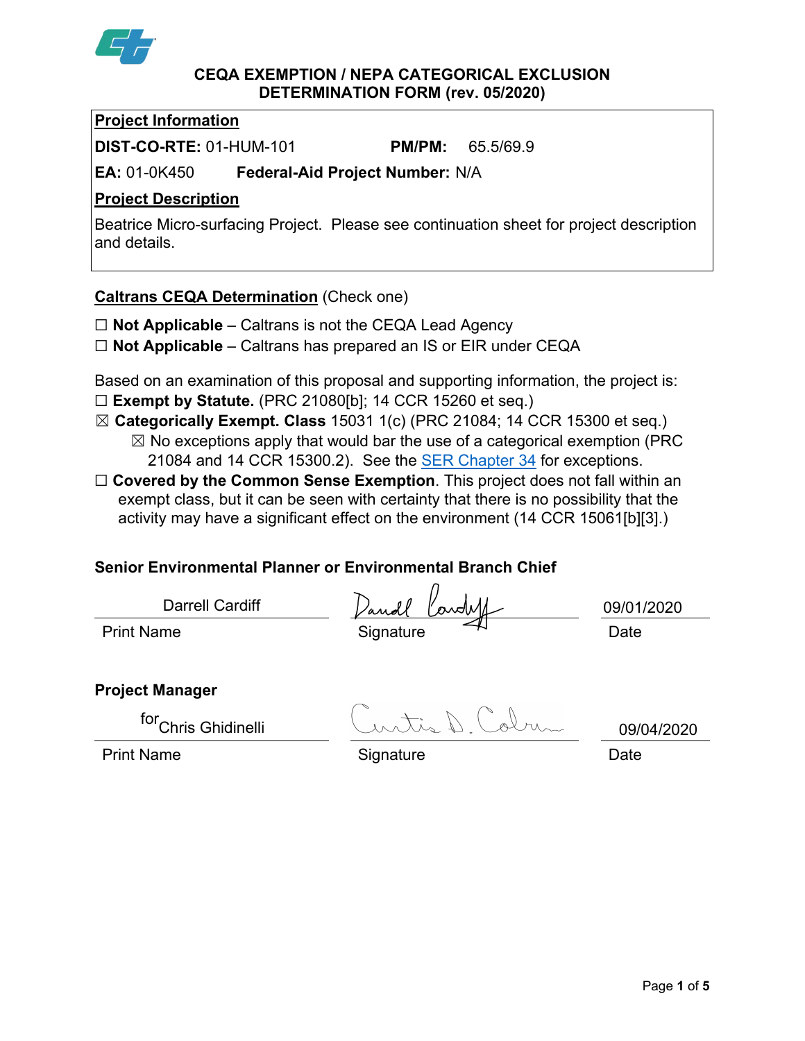# CEQA EXEMPTION / NEPA CATEGORICAL EXCLUSION DETERMINATION FORM (rev. 05/2020)

**Project Information**

**DIST-CO-RTE:** 01-HUM-101 **PM/PM:** 65.5/69.9

**EA:** 01-0K450 **Federal-Aid Project Number:** N/A

**Project Description**

Beatrice Micro-surfacing Project. Please see continuation sheet for project description and details.

**Caltrans CEQA Determination** (Check one)

☐ **Not Applicable** – Caltrans is not the CEQA Lead Agency
☐ **Not Applicable** – Caltrans has prepared an IS or EIR under CEQA

Based on an examination of this proposal and supporting information, the project is:

☐ **Exempt by Statute.** (PRC 21080[b]; 14 CCR 15260 et seq.)
☒ **Categorically Exempt. Class** 15031 1(c) (PRC 21084; 14 CCR 15300 et seq.)
- ☒ No exceptions apply that would bar the use of a categorical exemption (PRC 21084 and 14 CCR 15300.2). See the SER Chapter 34 for exceptions.

☐ **Covered by the Common Sense Exemption**. This project does not fall within an exempt class, but it can be seen with certainty that there is no possibility that the activity may have a significant effect on the environment (14 CCR 15061[b][3].)

**Senior Environmental Planner or Environmental Branch Chief**

| Darrell Cardiff | Darrell Cardiff | 09/01/2020 |
|---|---|---|
| Print Name | Signature | Date |

**Project Manager**

| for Chris Ghidinelli | Curtis D. Coleman | 09/04/2020 |
|---|---|---|
| Print Name | Signature | Date |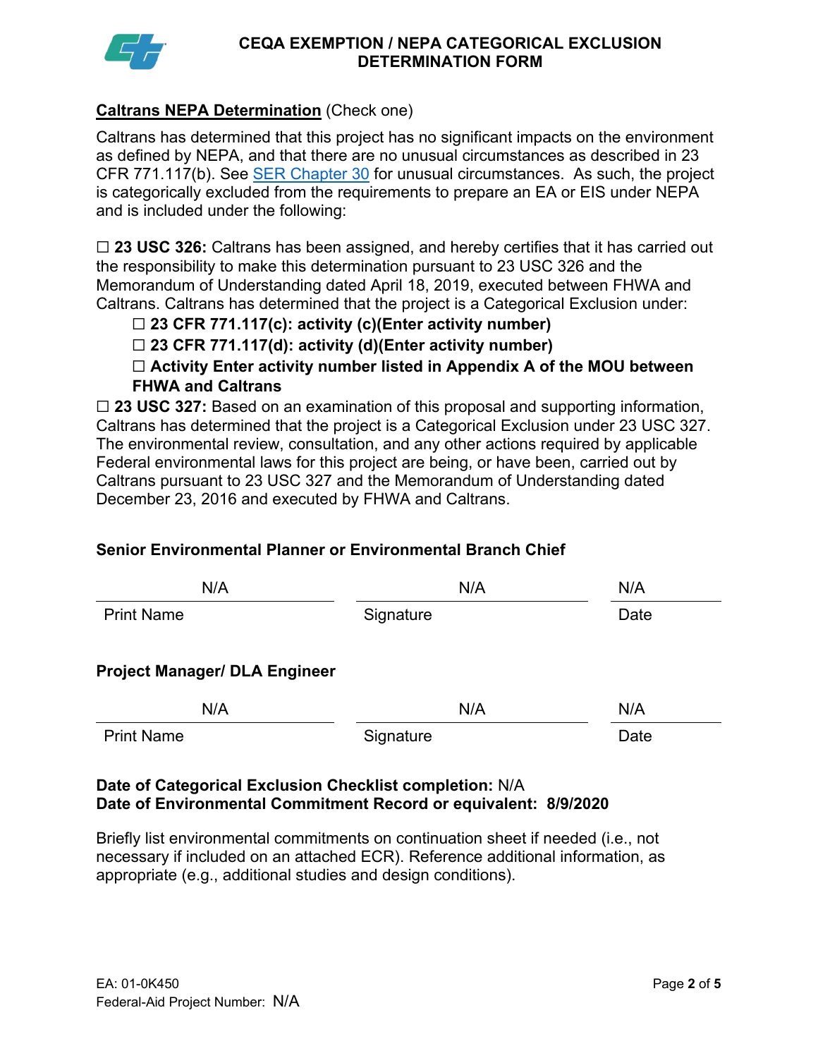# CEQA EXEMPTION / NEPA CATEGORICAL EXCLUSION DETERMINATION FORM

**Caltrans NEPA Determination** (Check one)

Caltrans has determined that this project has no significant impacts on the environment as defined by NEPA, and that there are no unusual circumstances as described in 23 CFR 771.117(b). See SER Chapter 30 for unusual circumstances. As such, the project is categorically excluded from the requirements to prepare an EA or EIS under NEPA and is included under the following:

☐ **23 USC 326:** Caltrans has been assigned, and hereby certifies that it has carried out the responsibility to make this determination pursuant to 23 USC 326 and the Memorandum of Understanding dated April 18, 2019, executed between FHWA and Caltrans. Caltrans has determined that the project is a Categorical Exclusion under:

- ☐ **23 CFR 771.117(c): activity (c)(Enter activity number)**
- ☐ **23 CFR 771.117(d): activity (d)(Enter activity number)**
- ☐ **Activity Enter activity number listed in Appendix A of the MOU between FHWA and Caltrans**

☐ **23 USC 327:** Based on an examination of this proposal and supporting information, Caltrans has determined that the project is a Categorical Exclusion under 23 USC 327. The environmental review, consultation, and any other actions required by applicable Federal environmental laws for this project are being, or have been, carried out by Caltrans pursuant to 23 USC 327 and the Memorandum of Understanding dated December 23, 2016 and executed by FHWA and Caltrans.

**Senior Environmental Planner or Environmental Branch Chief**

| N/A | N/A | N/A |
|---|---|---|
| Print Name | Signature | Date |

**Project Manager/ DLA Engineer**

| N/A | N/A | N/A |
|---|---|---|
| Print Name | Signature | Date |

**Date of Categorical Exclusion Checklist completion:** N/A
**Date of Environmental Commitment Record or equivalent: 8/9/2020**

Briefly list environmental commitments on continuation sheet if needed (i.e., not necessary if included on an attached ECR). Reference additional information, as appropriate (e.g., additional studies and design conditions).

EA: 01-0K450
Federal-Aid Project Number: N/A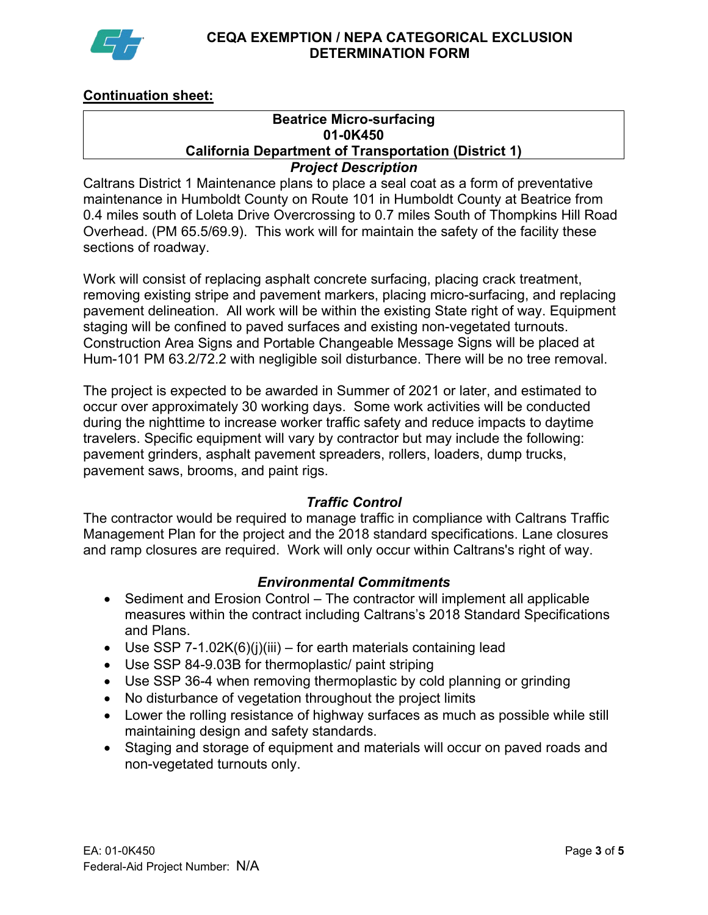**CEQA EXEMPTION / NEPA CATEGORICAL EXCLUSION DETERMINATION FORM**

**Continuation sheet:**

| **Beatrice Micro-surfacing** |
| --- |
| **01-0K450** |
| **California Department of Transportation (District 1)** |

### *Project Description*

Caltrans District 1 Maintenance plans to place a seal coat as a form of preventative maintenance in Humboldt County on Route 101 in Humboldt County at Beatrice from 0.4 miles south of Loleta Drive Overcrossing to 0.7 miles South of Thompkins Hill Road Overhead. (PM 65.5/69.9). This work will for maintain the safety of the facility these sections of roadway.

Work will consist of replacing asphalt concrete surfacing, placing crack treatment, removing existing stripe and pavement markers, placing micro-surfacing, and replacing pavement delineation. All work will be within the existing State right of way. Equipment staging will be confined to paved surfaces and existing non-vegetated turnouts. Construction Area Signs and Portable Changeable Message Signs will be placed at Hum-101 PM 63.2/72.2 with negligible soil disturbance. There will be no tree removal.

The project is expected to be awarded in Summer of 2021 or later, and estimated to occur over approximately 30 working days. Some work activities will be conducted during the nighttime to increase worker traffic safety and reduce impacts to daytime travelers. Specific equipment will vary by contractor but may include the following: pavement grinders, asphalt pavement spreaders, rollers, loaders, dump trucks, pavement saws, brooms, and paint rigs.

### *Traffic Control*

The contractor would be required to manage traffic in compliance with Caltrans Traffic Management Plan for the project and the 2018 standard specifications. Lane closures and ramp closures are required. Work will only occur within Caltrans's right of way.

### *Environmental Commitments*

- Sediment and Erosion Control – The contractor will implement all applicable measures within the contract including Caltrans's 2018 Standard Specifications and Plans.
- Use SSP 7-1.02K(6)(j)(iii) – for earth materials containing lead
- Use SSP 84-9.03B for thermoplastic/ paint striping
- Use SSP 36-4 when removing thermoplastic by cold planning or grinding
- No disturbance of vegetation throughout the project limits
- Lower the rolling resistance of highway surfaces as much as possible while still maintaining design and safety standards.
- Staging and storage of equipment and materials will occur on paved roads and non-vegetated turnouts only.

EA: 01-0K450
Federal-Aid Project Number: N/A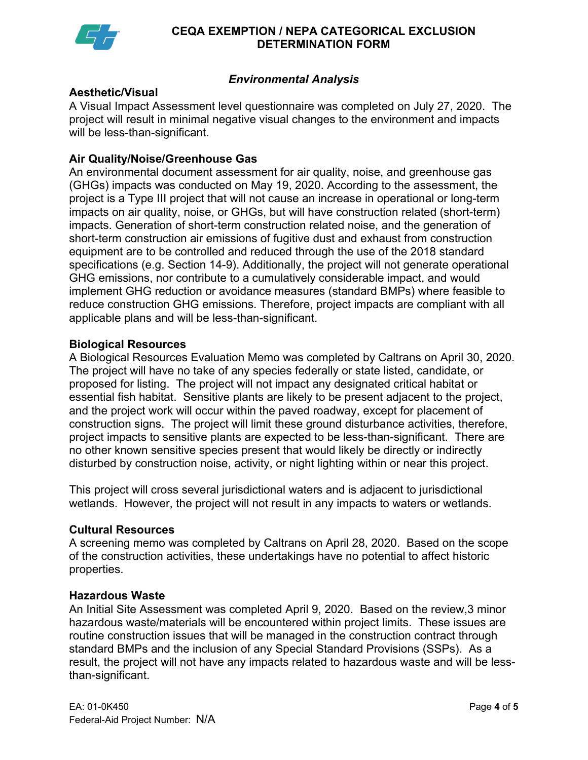## *Environmental Analysis*

### Aesthetic/Visual

A Visual Impact Assessment level questionnaire was completed on July 27, 2020. The project will result in minimal negative visual changes to the environment and impacts will be less-than-significant.

### Air Quality/Noise/Greenhouse Gas

An environmental document assessment for air quality, noise, and greenhouse gas (GHGs) impacts was conducted on May 19, 2020. According to the assessment, the project is a Type III project that will not cause an increase in operational or long-term impacts on air quality, noise, or GHGs, but will have construction related (short-term) impacts. Generation of short-term construction related noise, and the generation of short-term construction air emissions of fugitive dust and exhaust from construction equipment are to be controlled and reduced through the use of the 2018 standard specifications (e.g. Section 14-9). Additionally, the project will not generate operational GHG emissions, nor contribute to a cumulatively considerable impact, and would implement GHG reduction or avoidance measures (standard BMPs) where feasible to reduce construction GHG emissions. Therefore, project impacts are compliant with all applicable plans and will be less-than-significant.

### Biological Resources

A Biological Resources Evaluation Memo was completed by Caltrans on April 30, 2020. The project will have no take of any species federally or state listed, candidate, or proposed for listing. The project will not impact any designated critical habitat or essential fish habitat. Sensitive plants are likely to be present adjacent to the project, and the project work will occur within the paved roadway, except for placement of construction signs. The project will limit these ground disturbance activities, therefore, project impacts to sensitive plants are expected to be less-than-significant. There are no other known sensitive species present that would likely be directly or indirectly disturbed by construction noise, activity, or night lighting within or near this project.

This project will cross several jurisdictional waters and is adjacent to jurisdictional wetlands. However, the project will not result in any impacts to waters or wetlands.

### Cultural Resources

A screening memo was completed by Caltrans on April 28, 2020. Based on the scope of the construction activities, these undertakings have no potential to affect historic properties.

### Hazardous Waste

An Initial Site Assessment was completed April 9, 2020. Based on the review,3 minor hazardous waste/materials will be encountered within project limits. These issues are routine construction issues that will be managed in the construction contract through standard BMPs and the inclusion of any Special Standard Provisions (SSPs). As a result, the project will not have any impacts related to hazardous waste and will be less-than-significant.

EA: 01-0K450

Federal-Aid Project Number: N/A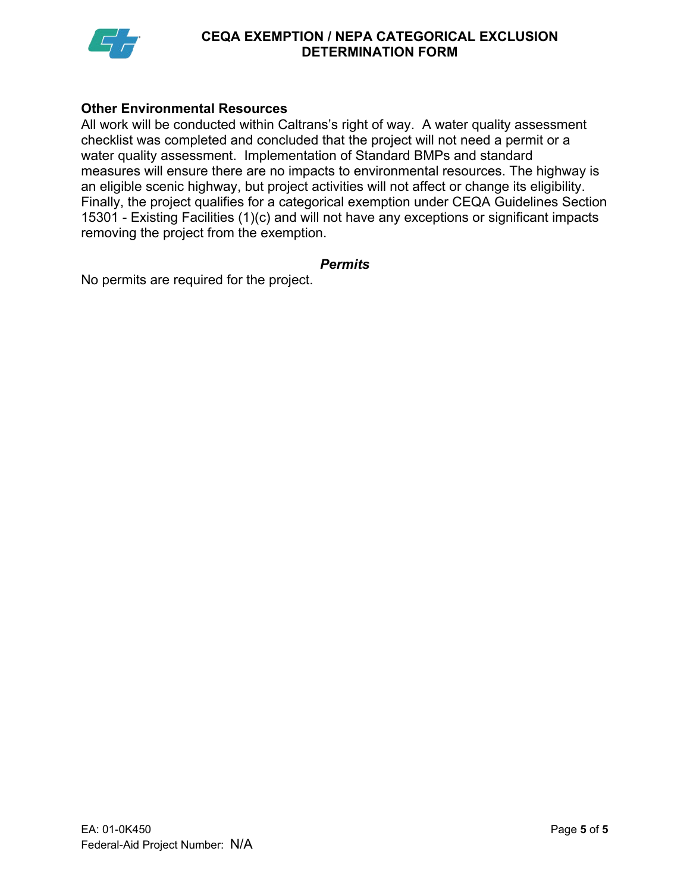**Other Environmental Resources**

All work will be conducted within Caltrans's right of way. A water quality assessment checklist was completed and concluded that the project will not need a permit or a water quality assessment. Implementation of Standard BMPs and standard measures will ensure there are no impacts to environmental resources. The highway is an eligible scenic highway, but project activities will not affect or change its eligibility. Finally, the project qualifies for a categorical exemption under CEQA Guidelines Section 15301 - Existing Facilities (1)(c) and will not have any exceptions or significant impacts removing the project from the exemption.

***Permits***

No permits are required for the project.